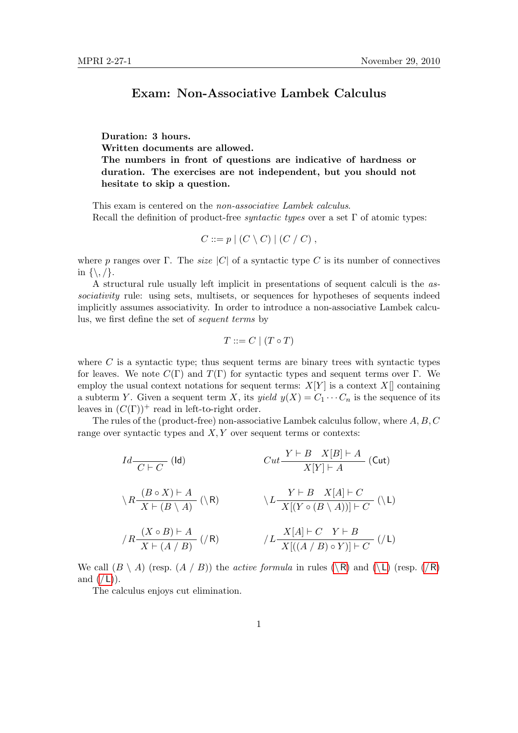# Exam: Non-Associative Lambek Calculus

**Duration: 3 hours.**
**Written documents are allowed.**
**The numbers in front of questions are indicative of hardness or duration. The exercises are not independent, but you should not hesitate to skip a question.**

This exam is centered on the *non-associative Lambek calculus*.
Recall the definition of product-free *syntactic types* over a set $\Gamma$ of atomic types:

$$C ::= p \mid (C \setminus C) \mid (C \,/\, C)\ ,$$

where $p$ ranges over $\Gamma$. The *size* $|C|$ of a syntactic type $C$ is its number of connectives in $\{\setminus, /\}$.

A structural rule usually left implicit in presentations of sequent calculi is the *associativity* rule: using sets, multisets, or sequences for hypotheses of sequents indeed implicitly assumes associativity. In order to introduce a non-associative Lambek calculus, we first define the set of *sequent terms* by

$$T ::= C \mid (T \circ T)$$

where $C$ is a syntactic type; thus sequent terms are binary trees with syntactic types for leaves. We note $C(\Gamma)$ and $T(\Gamma)$ for syntactic types and sequent terms over $\Gamma$. We employ the usual context notations for sequent terms: $X[Y]$ is a context $X[]$ containing a subterm $Y$. Given a sequent term $X$, its *yield* $y(X) = C_1 \cdots C_n$ is the sequence of its leaves in $(C(\Gamma))^+$ read in left-to-right order.

The rules of the (product-free) non-associative Lambek calculus follow, where $A, B, C$ range over syntactic types and $X, Y$ over sequent terms or contexts:

$$Id\frac{}{C \vdash C}\ (\mathsf{Id}) \qquad\qquad Cut\frac{Y \vdash B \quad X[B] \vdash A}{X[Y] \vdash A}\ (\mathsf{Cut})$$

$$\setminus R\frac{(B \circ X) \vdash A}{X \vdash (B \setminus A)}\ (\setminus\mathsf{R}) \qquad\qquad \setminus L\frac{Y \vdash B \quad X[A] \vdash C}{X[(Y \circ (B \setminus A))] \vdash C}\ (\setminus\mathsf{L})$$

$$/R\frac{(X \circ B) \vdash A}{X \vdash (A \,/\, B)}\ (/\mathsf{R}) \qquad\qquad /L\frac{X[A] \vdash C \quad Y \vdash B}{X[((A \,/\, B) \circ Y)] \vdash C}\ (/\mathsf{L})$$

We call $(B \setminus A)$ (resp. $(A \,/\, B)$) the *active formula* in rules ($\setminus$R) and ($\setminus$L) (resp. ($/$R) and ($/$L)).

The calculus enjoys cut elimination.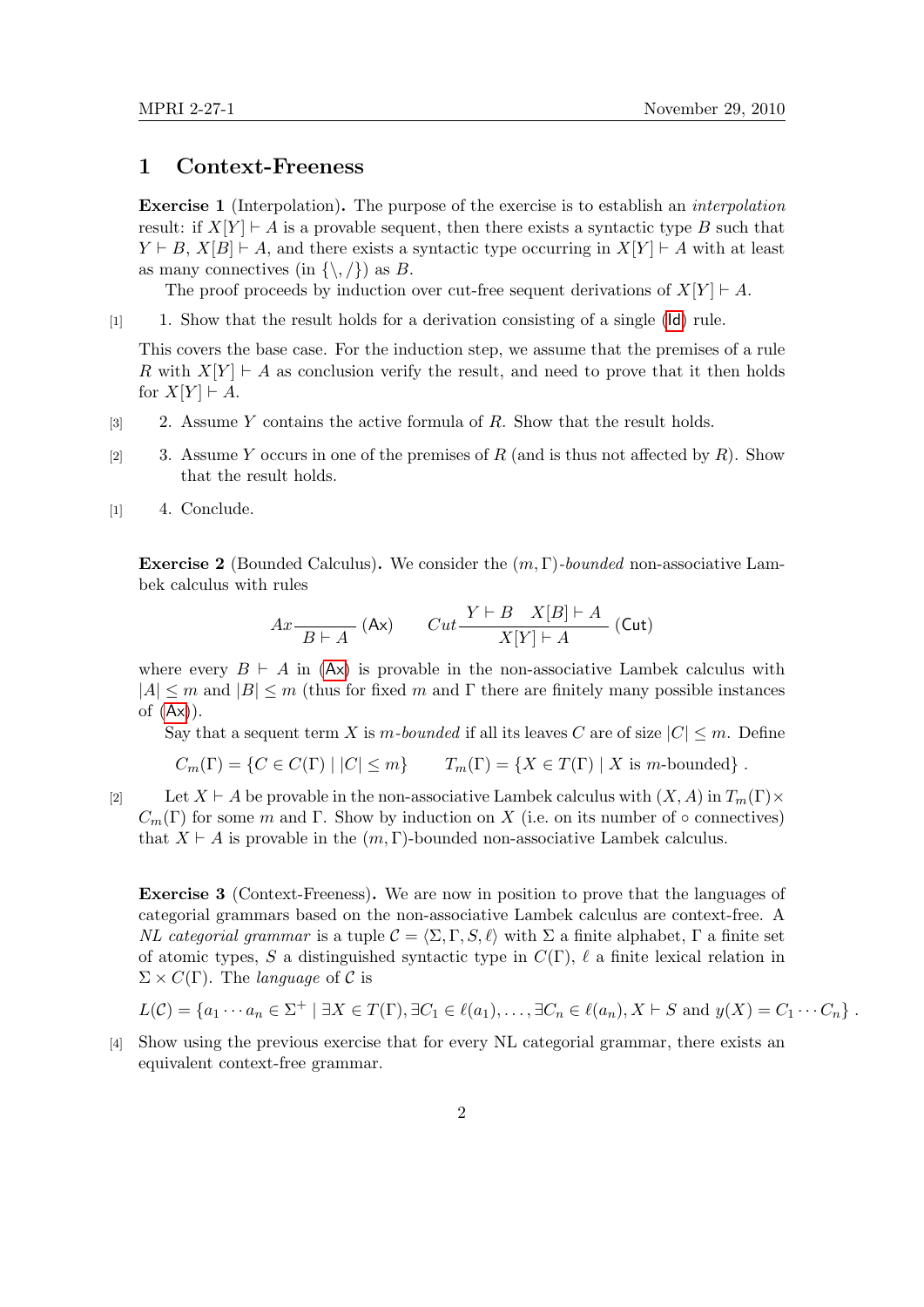# 1 Context-Freeness

**Exercise 1** (Interpolation)**.** The purpose of the exercise is to establish an *interpolation* result: if $X[Y] \vdash A$ is a provable sequent, then there exists a syntactic type $B$ such that $Y \vdash B$, $X[B] \vdash A$, and there exists a syntactic type occurring in $X[Y] \vdash A$ with at least as many connectives (in $\{\backslash, /\}$) as $B$.

The proof proceeds by induction over cut-free sequent derivations of $X[Y] \vdash A$.

[1] 1. Show that the result holds for a derivation consisting of a single (Id) rule.

This covers the base case. For the induction step, we assume that the premises of a rule $R$ with $X[Y] \vdash A$ as conclusion verify the result, and need to prove that it then holds for $X[Y] \vdash A$.

[3] 2. Assume $Y$ contains the active formula of $R$. Show that the result holds.

[2] 3. Assume $Y$ occurs in one of the premises of $R$ (and is thus not affected by $R$). Show that the result holds.

[1] 4. Conclude.

**Exercise 2** (Bounded Calculus)**.** We consider the $(m, \Gamma)$-*bounded* non-associative Lambek calculus with rules

$$Ax\frac{}{B \vdash A}\ (\mathsf{Ax}) \qquad Cut\frac{Y \vdash B \quad X[B] \vdash A}{X[Y] \vdash A}\ (\mathsf{Cut})$$

where every $B \vdash A$ in (Ax) is provable in the non-associative Lambek calculus with $|A| \leq m$ and $|B| \leq m$ (thus for fixed $m$ and $\Gamma$ there are finitely many possible instances of (Ax)).

Say that a sequent term $X$ is *$m$-bounded* if all its leaves $C$ are of size $|C| \leq m$. Define

$$C_m(\Gamma) = \{C \in C(\Gamma) \mid |C| \leq m\} \qquad T_m(\Gamma) = \{X \in T(\Gamma) \mid X \text{ is } m\text{-bounded}\} .$$

[2] Let $X \vdash A$ be provable in the non-associative Lambek calculus with $(X, A)$ in $T_m(\Gamma) \times C_m(\Gamma)$ for some $m$ and $\Gamma$. Show by induction on $X$ (i.e. on its number of $\circ$ connectives) that $X \vdash A$ is provable in the $(m, \Gamma)$-bounded non-associative Lambek calculus.

**Exercise 3** (Context-Freeness)**.** We are now in position to prove that the languages of categorial grammars based on the non-associative Lambek calculus are context-free. A *NL categorial grammar* is a tuple $\mathcal{C} = \langle \Sigma, \Gamma, S, \ell \rangle$ with $\Sigma$ a finite alphabet, $\Gamma$ a finite set of atomic types, $S$ a distinguished syntactic type in $C(\Gamma)$, $\ell$ a finite lexical relation in $\Sigma \times C(\Gamma)$. The *language* of $\mathcal{C}$ is

$$L(\mathcal{C}) = \{a_1 \cdots a_n \in \Sigma^+ \mid \exists X \in T(\Gamma), \exists C_1 \in \ell(a_1), \ldots, \exists C_n \in \ell(a_n), X \vdash S \text{ and } y(X) = C_1 \cdots C_n\} .$$

[4] Show using the previous exercise that for every NL categorial grammar, there exists an equivalent context-free grammar.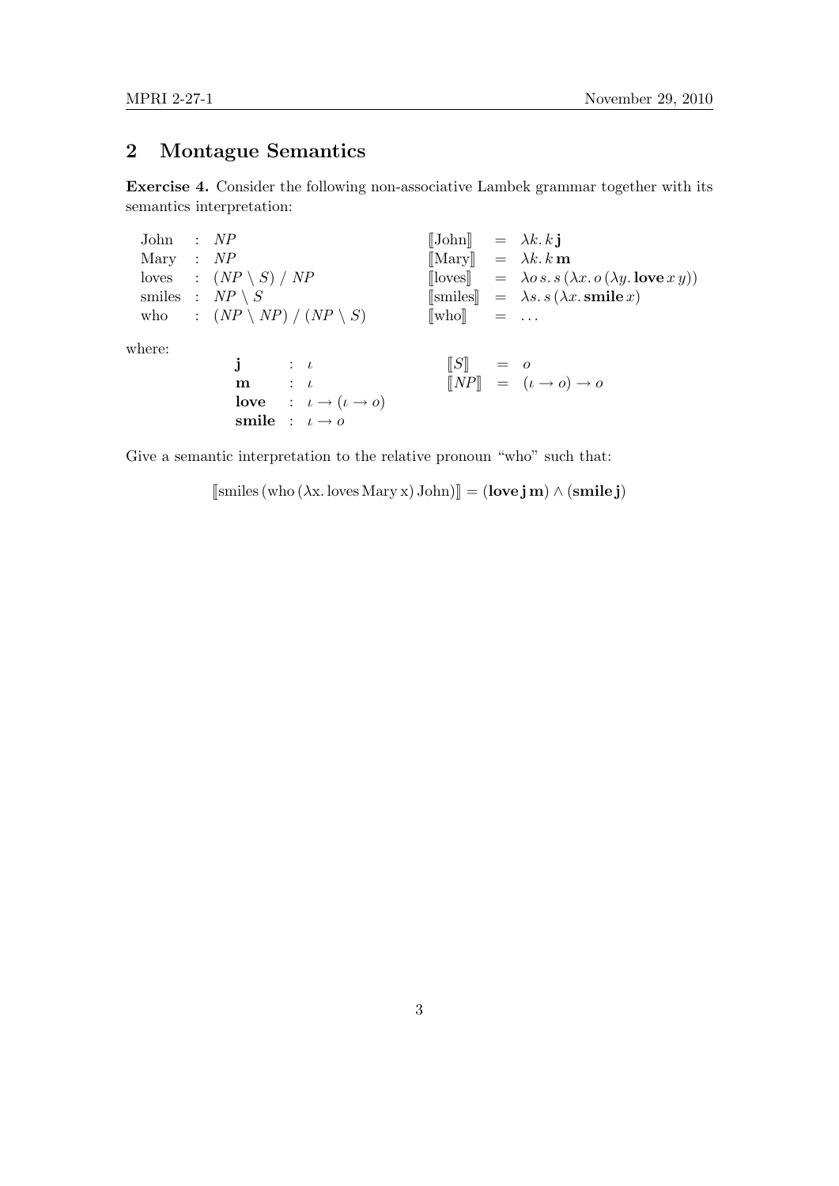## 2 Montague Semantics

**Exercise 4.** Consider the following non-associative Lambek grammar together with its semantics interpretation:

| | | | | | |
|---|---|---|---|---|---|
| John | : | $NP$ | $[\![\text{John}]\!]$ | $=$ | $\lambda k.\, k\, \mathbf{j}$ |
| Mary | : | $NP$ | $[\![\text{Mary}]\!]$ | $=$ | $\lambda k.\, k\, \mathbf{m}$ |
| loves | : | $(NP \setminus S) \,/\, NP$ | $[\![\text{loves}]\!]$ | $=$ | $\lambda o\, s.\, s\,(\lambda x.\, o\,(\lambda y.\, \mathbf{love}\, x\, y))$ |
| smiles | : | $NP \setminus S$ | $[\![\text{smiles}]\!]$ | $=$ | $\lambda s.\, s\,(\lambda x.\, \mathbf{smile}\, x)$ |
| who | : | $(NP \setminus NP) \,/\, (NP \setminus S)$ | $[\![\text{who}]\!]$ | $=$ | $\ldots$ |

where:

| | | | | | |
|---|---|---|---|---|---|
| $\mathbf{j}$ | : | $\iota$ | $[\![S]\!]$ | $=$ | $o$ |
| $\mathbf{m}$ | : | $\iota$ | $[\![NP]\!]$ | $=$ | $(\iota \to o) \to o$ |
| $\mathbf{love}$ | : | $\iota \to (\iota \to o)$ | | | |
| $\mathbf{smile}$ | : | $\iota \to o$ | | | |

Give a semantic interpretation to the relative pronoun "who" such that:

$$[\![\text{smiles}\,(\text{who}\,(\lambda \text{x}.\, \text{loves Mary x})\, \text{John})]\!] = (\mathbf{love}\, \mathbf{j}\, \mathbf{m}) \wedge (\mathbf{smile}\, \mathbf{j})$$